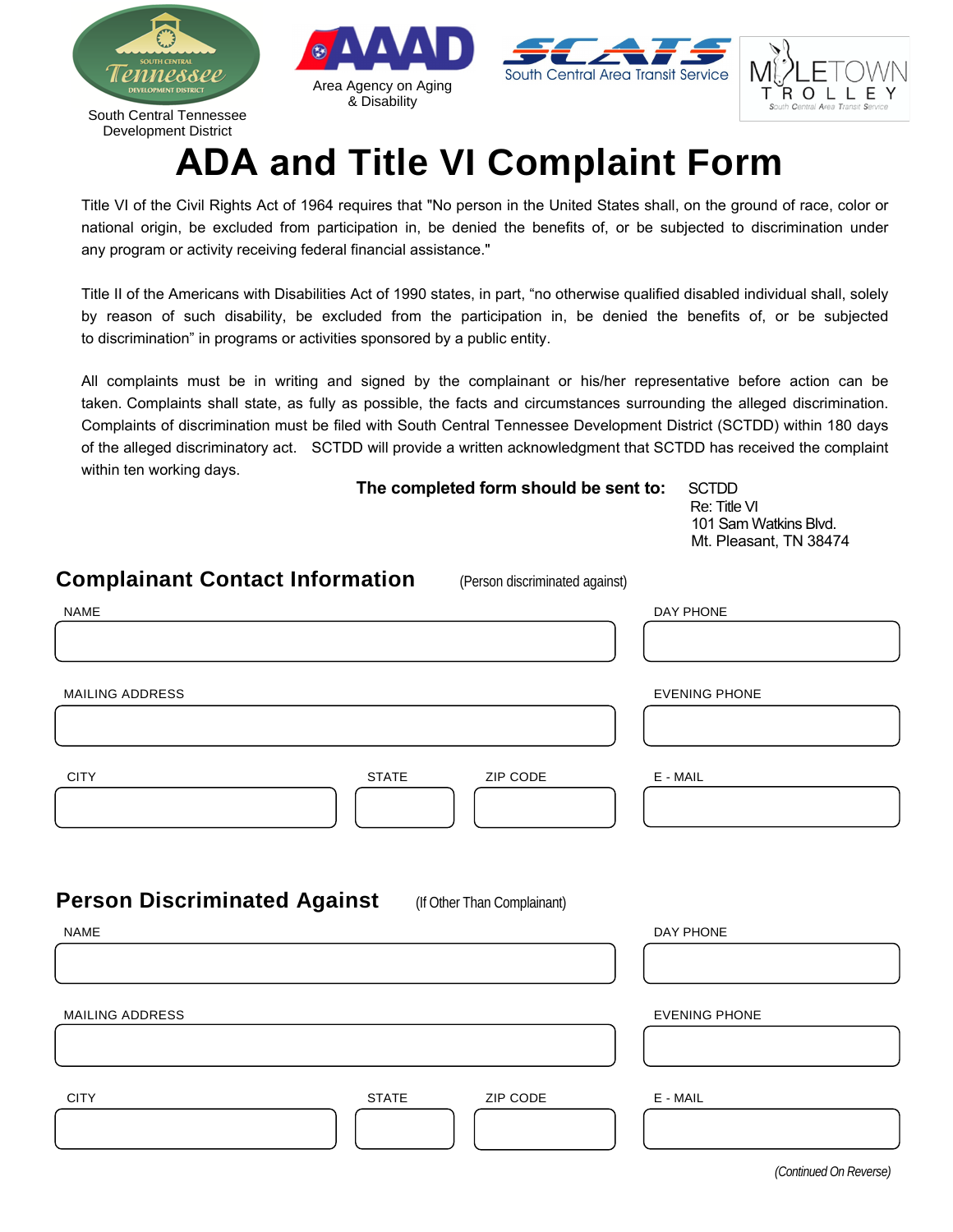South Central Tennessee Development District

Area Agency on Aging & Disability

South Central Area Transit Service

MULETOWN TROLLEY
South Central Area Transit Service

# ADA and Title VI Complaint Form

Title VI of the Civil Rights Act of 1964 requires that "No person in the United States shall, on the ground of race, color or national origin, be excluded from participation in, be denied the benefits of, or be subjected to discrimination under any program or activity receiving federal financial assistance."

Title II of the Americans with Disabilities Act of 1990 states, in part, "no otherwise qualified disabled individual shall, solely by reason of such disability, be excluded from the participation in, be denied the benefits of, or be subjected to discrimination" in programs or activities sponsored by a public entity.

All complaints must be in writing and signed by the complainant or his/her representative before action can be taken. Complaints shall state, as fully as possible, the facts and circumstances surrounding the alleged discrimination. Complaints of discrimination must be filed with South Central Tennessee Development District (SCTDD) within 180 days of the alleged discriminatory act. SCTDD will provide a written acknowledgment that SCTDD has received the complaint within ten working days.

**The completed form should be sent to:** SCTDD
Re: Title VI
101 Sam Watkins Blvd.
Mt. Pleasant, TN 38474

## Complaint Contact Information (Person discriminated against)

NAME: ______________________ DAY PHONE: ______________________

MAILING ADDRESS: ______________________ EVENING PHONE: ______________________

CITY: __________ STATE: __________ ZIP CODE: __________ E - MAIL: ______________________

## Person Discriminated Against (If Other Than Complainant)

NAME: ______________________ DAY PHONE: ______________________

MAILING ADDRESS: ______________________ EVENING PHONE: ______________________

CITY: __________ STATE: __________ ZIP CODE: __________ E - MAIL: ______________________

*(Continued On Reverse)*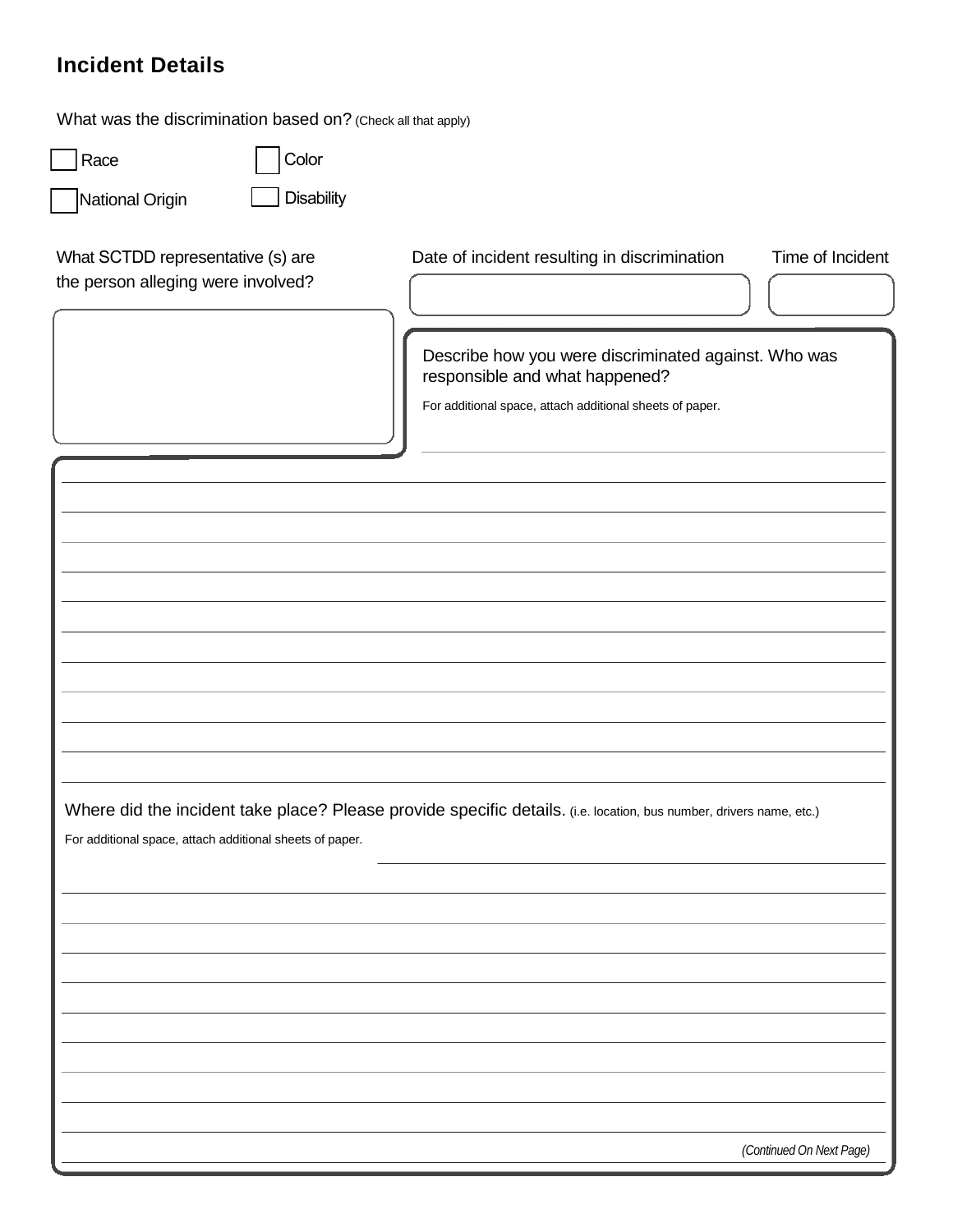## Incident Details

What was the discrimination based on? (Check all that apply)

- [ ] Race
- [ ] Color
- [ ] National Origin
- [ ] Disability

What SCTDD representative (s) are the person alleging were involved?

Date of incident resulting in discrimination

Time of Incident

Describe how you were discriminated against. Who was responsible and what happened?

For additional space, attach additional sheets of paper.

Where did the incident take place? Please provide specific details. (i.e. location, bus number, drivers name, etc.)

For additional space, attach additional sheets of paper.

*(Continued On Next Page)*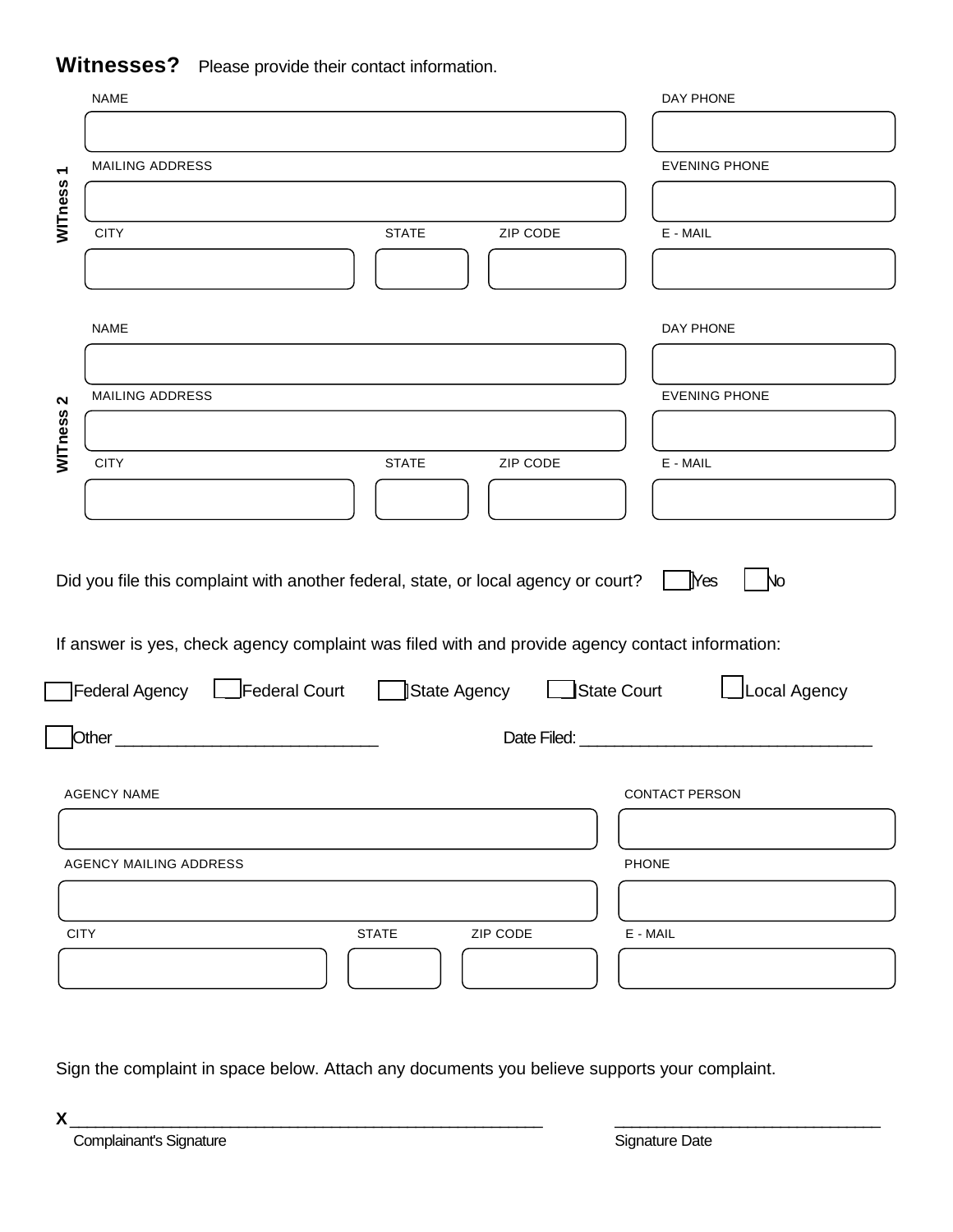**Witnesses?** Please provide their contact information.

**WITness 1**

| NAME | | | DAY PHONE |
| --- | --- | --- | --- |
| | | | |
| MAILING ADDRESS | | | EVENING PHONE |
| | | | |
| CITY | STATE | ZIP CODE | E - MAIL |
| | | | |

**WITness 2**

| NAME | | | DAY PHONE |
| --- | --- | --- | --- |
| | | | |
| MAILING ADDRESS | | | EVENING PHONE |
| | | | |
| CITY | STATE | ZIP CODE | E - MAIL |
| | | | |

Did you file this complaint with another federal, state, or local agency or court? ☐ Yes ☐ No

If answer is yes, check agency complaint was filed with and provide agency contact information:

☐ Federal Agency ☐ Federal Court ☐ State Agency ☐ State Court ☐ Local Agency

☐ Other ______________________________ Date Filed: _________________________________

| AGENCY NAME | | | CONTACT PERSON |
| --- | --- | --- | --- |
| | | | |
| AGENCY MAILING ADDRESS | | | PHONE |
| | | | |
| CITY | STATE | ZIP CODE | E - MAIL |
| | | | |

Sign the complaint in space below. Attach any documents you believe supports your complaint.

X _______________________________________________________ ______________________________

Complainant's Signature Signature Date